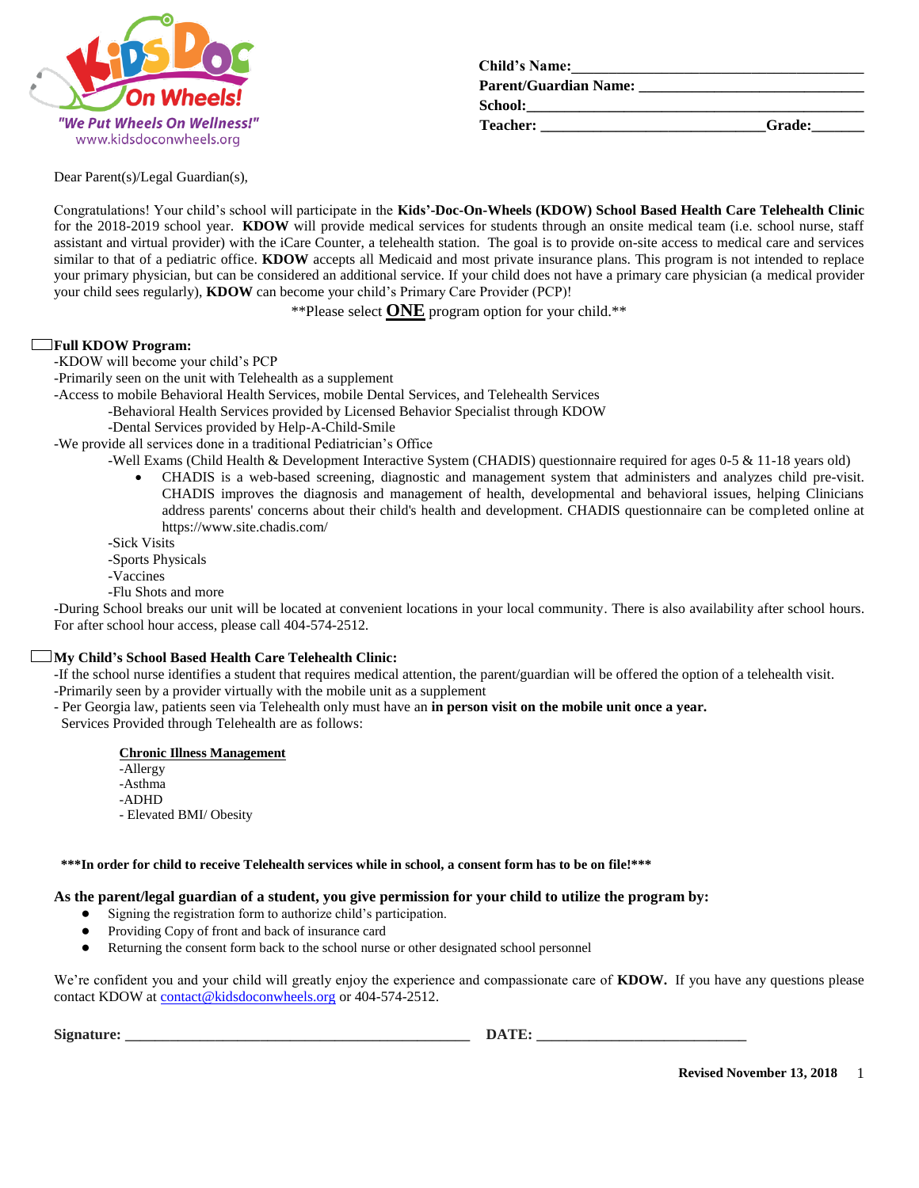Kids Doc On Wheels!
"We Put Wheels On Wellness!"
www.kidsdoconwheels.org

**Child's Name:**\_\_\_\_\_\_\_\_\_\_\_\_\_\_\_\_\_\_\_\_\_\_\_\_\_\_\_\_\_\_\_\_\_\_\_\_
**Parent/Guardian Name:** \_\_\_\_\_\_\_\_\_\_\_\_\_\_\_\_\_\_\_\_\_\_\_\_\_\_\_\_\_
**School:**\_\_\_\_\_\_\_\_\_\_\_\_\_\_\_\_\_\_\_\_\_\_\_\_\_\_\_\_\_\_\_\_\_\_\_\_\_\_\_\_
**Teacher:** \_\_\_\_\_\_\_\_\_\_\_\_\_\_\_\_\_\_\_\_\_\_\_\_\_\_\_**Grade:**\_\_\_\_\_\_

Dear Parent(s)/Legal Guardian(s),

Congratulations! Your child's school will participate in the **Kids'-Doc-On-Wheels (KDOW) School Based Health Care Telehealth Clinic** for the 2018-2019 school year. **KDOW** will provide medical services for students through an onsite medical team (i.e. school nurse, staff assistant and virtual provider) with the iCare Counter, a telehealth station. The goal is to provide on-site access to medical care and services similar to that of a pediatric office. **KDOW** accepts all Medicaid and most private insurance plans. This program is not intended to replace your primary physician, but can be considered an additional service. If your child does not have a primary care physician (a medical provider your child sees regularly), **KDOW** can become your child's Primary Care Provider (PCP)!

\*\*Please select **<u>ONE</u>** program option for your child.\*\*

☐ **Full KDOW Program:**

-KDOW will become your child's PCP
-Primarily seen on the unit with Telehealth as a supplement
-Access to mobile Behavioral Health Services, mobile Dental Services, and Telehealth Services
  -Behavioral Health Services provided by Licensed Behavior Specialist through KDOW
  -Dental Services provided by Help-A-Child-Smile
-We provide all services done in a traditional Pediatrician's Office
  -Well Exams (Child Health & Development Interactive System (CHADIS) questionnaire required for ages 0-5 & 11-18 years old)
  - CHADIS is a web-based screening, diagnostic and management system that administers and analyzes child pre-visit. CHADIS improves the diagnosis and management of health, developmental and behavioral issues, helping Clinicians address parents' concerns about their child's health and development. CHADIS questionnaire can be completed online at https://www.site.chadis.com/
  -Sick Visits
  -Sports Physicals
  -Vaccines
  -Flu Shots and more
-During School breaks our unit will be located at convenient locations in your local community. There is also availability after school hours. For after school hour access, please call 404-574-2512.

☐ **My Child's School Based Health Care Telehealth Clinic:**

-If the school nurse identifies a student that requires medical attention, the parent/guardian will be offered the option of a telehealth visit.
-Primarily seen by a provider virtually with the mobile unit as a supplement
- Per Georgia law, patients seen via Telehealth only must have an **in person visit on the mobile unit once a year.**
  Services Provided through Telehealth are as follows:

**<u>Chronic Illness Management</u>**
-Allergy
-Asthma
-ADHD
- Elevated BMI/ Obesity

**\*\*\*In order for child to receive Telehealth services while in school, a consent form has to be on file!\*\*\***

**As the parent/legal guardian of a student, you give permission for your child to utilize the program by:**

- Signing the registration form to authorize child's participation.
- Providing Copy of front and back of insurance card
- Returning the consent form back to the school nurse or other designated school personnel

We're confident you and your child will greatly enjoy the experience and compassionate care of **KDOW.** If you have any questions please contact KDOW at contact@kidsdoconwheels.org or 404-574-2512.

**Signature:** \_\_\_\_\_\_\_\_\_\_\_\_\_\_\_\_\_\_\_\_\_\_\_\_\_\_\_\_\_\_\_\_\_\_\_\_\_\_\_\_ **DATE:** \_\_\_\_\_\_\_\_\_\_\_\_\_\_\_\_\_\_\_\_\_\_\_\_\_\_

**Revised November 13, 2018**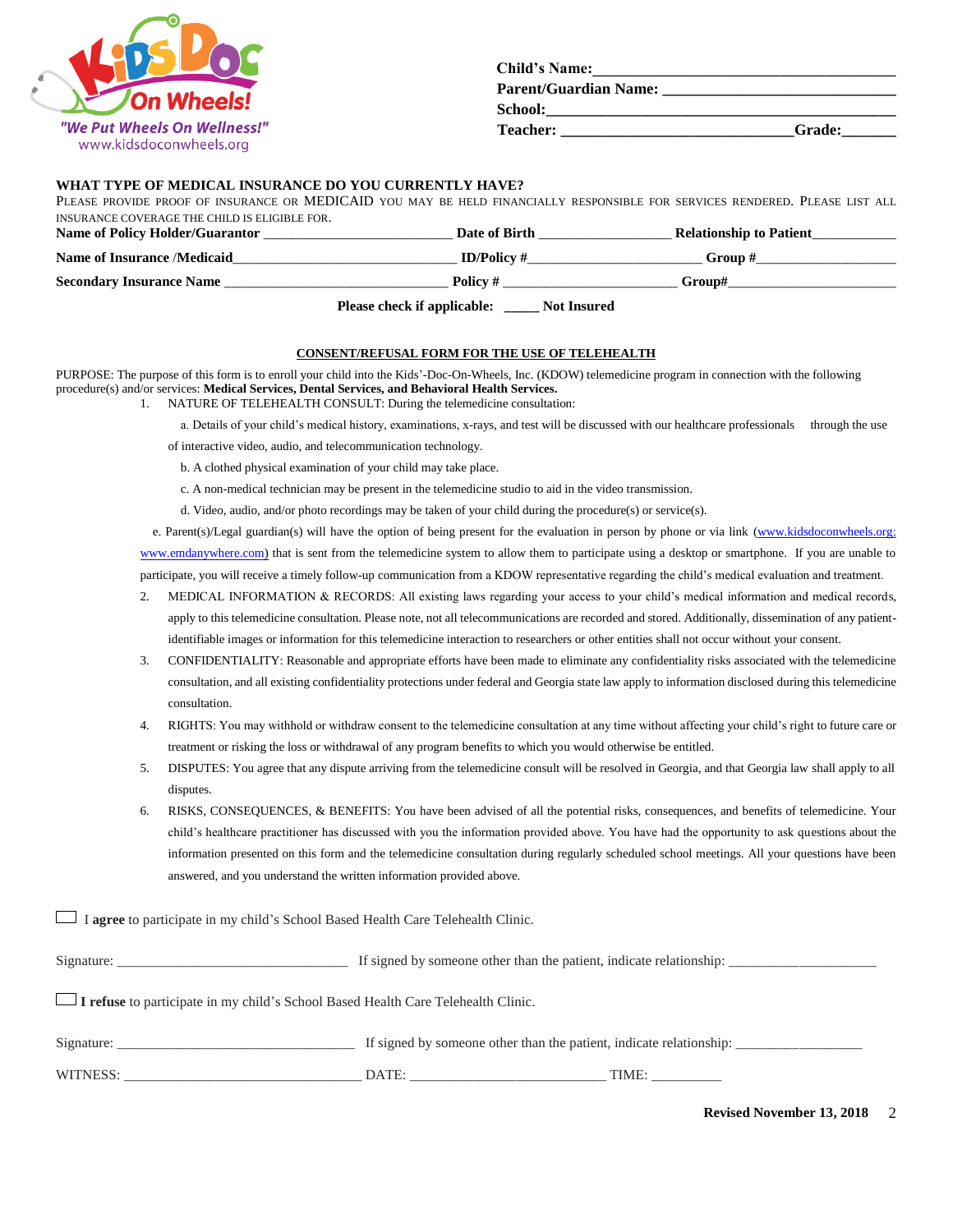Kids Doc On Wheels!
"We Put Wheels On Wellness!"
www.kidsdoconwheels.org

**Child's Name:**_______________________________________
**Parent/Guardian Name:** ______________________________
**School:**____________________________________________
**Teacher:** _____________________________**Grade:**_______

**WHAT TYPE OF MEDICAL INSURANCE DO YOU CURRENTLY HAVE?**

PLEASE PROVIDE PROOF OF INSURANCE OR MEDICAID YOU MAY BE HELD FINANCIALLY RESPONSIBLE FOR SERVICES RENDERED. PLEASE LIST ALL INSURANCE COVERAGE THE CHILD IS ELIGIBLE FOR.

**Name of Policy Holder/Guarantor** __________________________ **Date of Birth** __________________ **Relationship to Patient**____________

**Name of Insurance /Medicaid**_______________________________ **ID/Policy #**________________________ **Group #**___________________

**Secondary Insurance Name** ________________________________ **Policy #** ________________________ **Group#**_______________________

**Please check if applicable:** _____ **Not Insured**

**CONSENT/REFUSAL FORM FOR THE USE OF TELEHEALTH**

PURPOSE: The purpose of this form is to enroll your child into the Kids'-Doc-On-Wheels, Inc. (KDOW) telemedicine program in connection with the following procedure(s) and/or services: **Medical Services, Dental Services, and Behavioral Health Services.**

1. NATURE OF TELEHEALTH CONSULT: During the telemedicine consultation:

   a. Details of your child's medical history, examinations, x-rays, and test will be discussed with our healthcare professionals through the use of interactive video, audio, and telecommunication technology.

   b. A clothed physical examination of your child may take place.

   c. A non-medical technician may be present in the telemedicine studio to aid in the video transmission.

   d. Video, audio, and/or photo recordings may be taken of your child during the procedure(s) or service(s).

   e. Parent(s)/Legal guardian(s) will have the option of being present for the evaluation in person by phone or via link (www.kidsdoconwheels.org; www.emdanywhere.com) that is sent from the telemedicine system to allow them to participate using a desktop or smartphone. If you are unable to participate, you will receive a timely follow-up communication from a KDOW representative regarding the child's medical evaluation and treatment.

2. MEDICAL INFORMATION & RECORDS: All existing laws regarding your access to your child's medical information and medical records, apply to this telemedicine consultation. Please note, not all telecommunications are recorded and stored. Additionally, dissemination of any patient-identifiable images or information for this telemedicine interaction to researchers or other entities shall not occur without your consent.

3. CONFIDENTIALITY: Reasonable and appropriate efforts have been made to eliminate any confidentiality risks associated with the telemedicine consultation, and all existing confidentiality protections under federal and Georgia state law apply to information disclosed during this telemedicine consultation.

4. RIGHTS: You may withhold or withdraw consent to the telemedicine consultation at any time without affecting your child's right to future care or treatment or risking the loss or withdrawal of any program benefits to which you would otherwise be entitled.

5. DISPUTES: You agree that any dispute arriving from the telemedicine consult will be resolved in Georgia, and that Georgia law shall apply to all disputes.

6. RISKS, CONSEQUENCES, & BENEFITS: You have been advised of all the potential risks, consequences, and benefits of telemedicine. Your child's healthcare practitioner has discussed with you the information provided above. You have had the opportunity to ask questions about the information presented on this form and the telemedicine consultation during regularly scheduled school meetings. All your questions have been answered, and you understand the written information provided above.

☐ I **agree** to participate in my child's School Based Health Care Telehealth Clinic.

Signature: _________________________________ If signed by someone other than the patient, indicate relationship: _____________________

☐ **I refuse** to participate in my child's School Based Health Care Telehealth Clinic.

Signature: __________________________________ If signed by someone other than the patient, indicate relationship: ___________________

WITNESS: __________________________________ DATE: ____________________________ TIME: __________

**Revised November 13, 2018**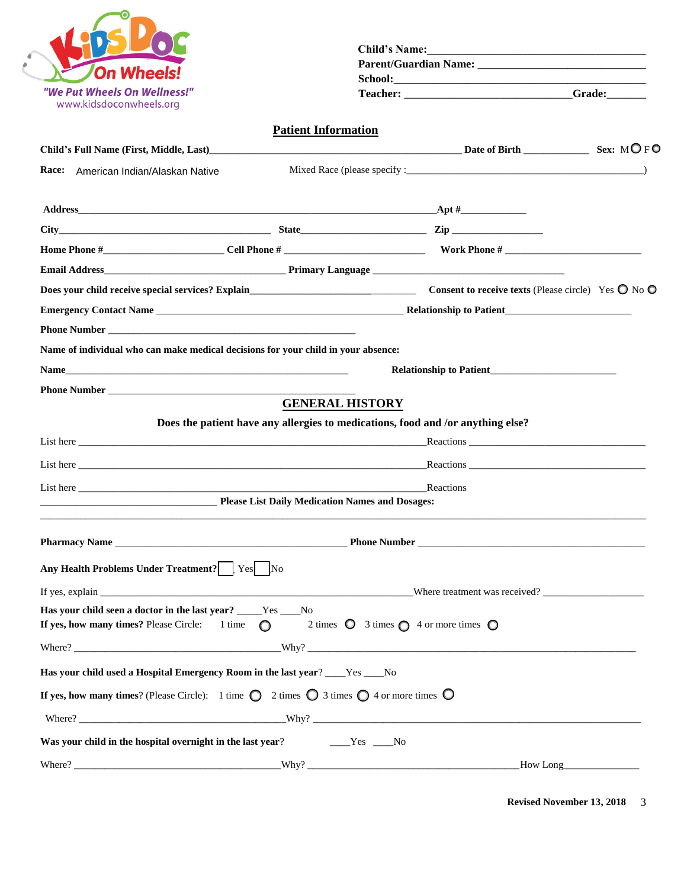Kids Doc On Wheels!
"We Put Wheels On Wellness!"
www.kidsdoconwheels.org

**Child's Name:**______________________________
**Parent/Guardian Name:** ______________________
**School:**___________________________________
**Teacher:** __________________________**Grade:**_______

## Patient Information

**Child's Full Name (First, Middle, Last)**_______________________________________ **Date of Birth** ___________ **Sex:** M○ F○

**Race:** American Indian/Alaskan Native Mixed Race (please specify :_________________________________________)

**Address**______________________________________________________________**Apt #**___________

**City**_________________________________ **State**______________________ **Zip** _______________

**Home Phone #**____________________ **Cell Phone #** ________________________ **Work Phone #** ______________________

**Email Address**_____________________________ **Primary Language** _______________________________

**Does your child receive special services? Explain**______________________________ **Consent to receive texts** (Please circle) Yes ○ No ○

**Emergency Contact Name** ________________________________________ **Relationship to Patient**_____________________

**Phone Number** ________________________________________

**Name of individual who can make medical decisions for your child in your absence:**

**Name**_______________________________________________ **Relationship to Patient**_____________________

**Phone Number** ________________________________________

## GENERAL HISTORY

**Does the patient have any allergies to medications, food and /or anything else?**

List here ________________________________________________________Reactions _____________________________

List here ________________________________________________________Reactions _____________________________

List here ________________________________________________________Reactions

_________________________________ **Please List Daily Medication Names and Dosages:**

_______________________________________________________________________________________________

**Pharmacy Name** _________________________________________ **Phone Number** ________________________________

**Any Health Problems Under Treatment?** ☐ Yes ☐ No

If yes, explain ______________________________________________________Where treatment was received? _________________

**Has your child seen a doctor in the last year?** _____Yes ____No
**If yes, how many times?** Please Circle: 1 time ○ 2 times ○ 3 times ○ 4 or more times ○

Where? _______________________________________Why? ______________________________________________________

**Has your child used a Hospital Emergency Room in the last year**? ____Yes ____No

**If yes, how many times**? (Please Circle): 1 time ○ 2 times ○ 3 times ○ 4 or more times ○

Where? _______________________________________Why? ______________________________________________________

**Was your child in the hospital overnight in the last year**? ____Yes ____No

Where? _______________________________________Why? ________________________________________How Long______________

**Revised November 13, 2018**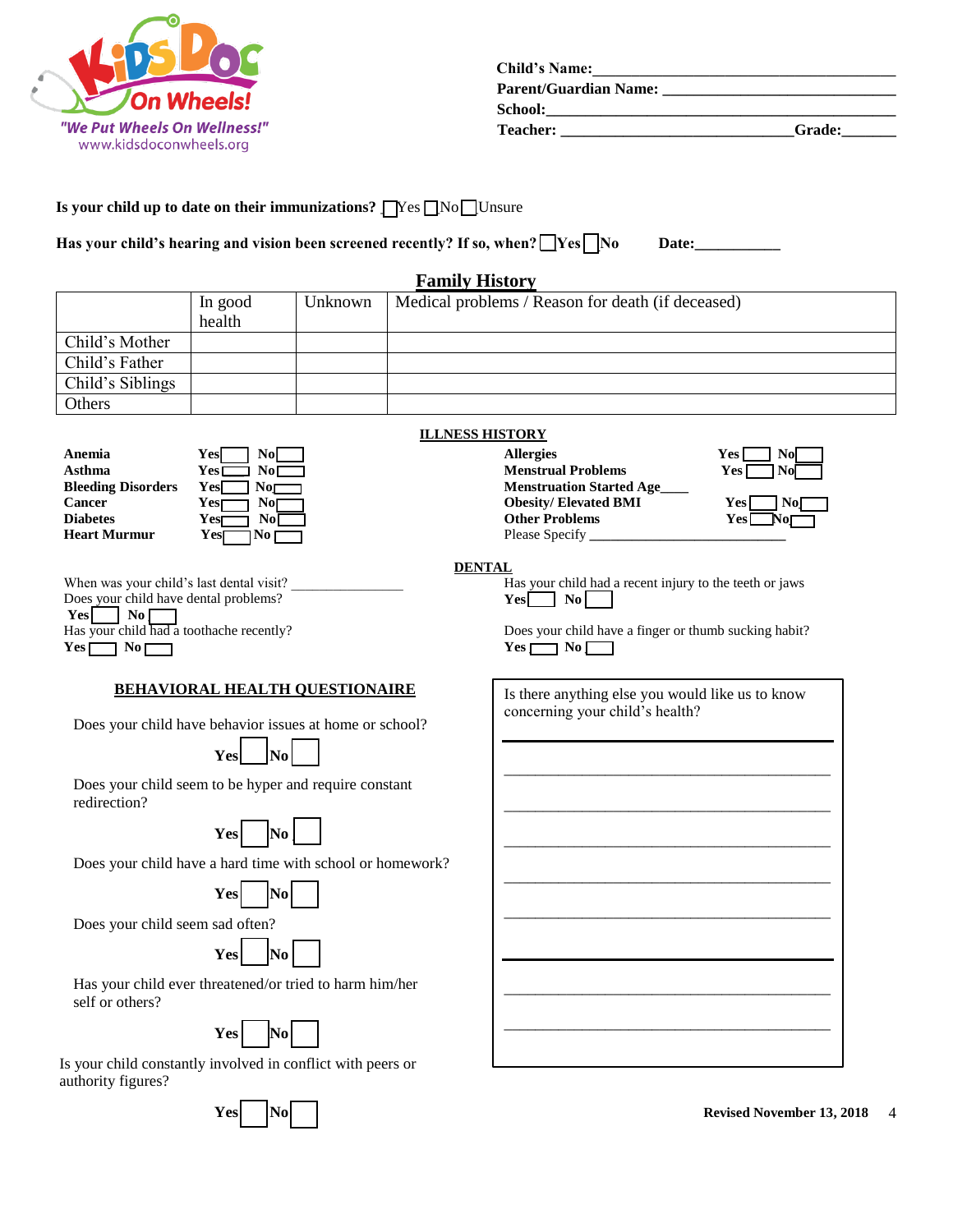KidsDoc On Wheels!
"We Put Wheels On Wellness!"
www.kidsdoconwheels.org

**Child's Name:**\_\_\_\_\_\_\_\_\_\_\_\_\_\_\_\_\_\_\_\_\_\_\_\_\_\_\_\_\_\_\_\_\_\_\_\_
**Parent/Guardian Name:** \_\_\_\_\_\_\_\_\_\_\_\_\_\_\_\_\_\_\_\_\_\_\_\_\_\_\_\_
**School:**\_\_\_\_\_\_\_\_\_\_\_\_\_\_\_\_\_\_\_\_\_\_\_\_\_\_\_\_\_\_\_\_\_\_\_\_\_\_\_\_\_\_
**Teacher:** \_\_\_\_\_\_\_\_\_\_\_\_\_\_\_\_\_\_\_\_\_\_\_\_\_\_\_\_\_**Grade:**\_\_\_\_\_\_\_

**Is your child up to date on their immunizations?** ☐Yes ☐No ☐Unsure

**Has your child's hearing and vision been screened recently? If so, when?** ☐Yes ☐No **Date:**\_\_\_\_\_\_\_\_\_\_\_

## Family History

| | In good health | Unknown | Medical problems / Reason for death (if deceased) |
|---|---|---|---|
| Child's Mother | | | |
| Child's Father | | | |
| Child's Siblings | | | |
| Others | | | |

## ILLNESS HISTORY

| | | |
|---|---|---|
| **Anemia** | **Yes** ☐ | **No** ☐ |
| **Asthma** | **Yes** ☐ | **No** ☐ |
| **Bleeding Disorders** | **Yes** ☐ | **No** ☐ |
| **Cancer** | **Yes** ☐ | **No** ☐ |
| **Diabetes** | **Yes** ☐ | **No** ☐ |
| **Heart Murmur** | **Yes** ☐ | **No** ☐ |
| **Allergies** | **Yes** ☐ | **No** ☐ |
| **Menstrual Problems** | **Yes** ☐ | **No** ☐ |
| **Menstruation Started Age**\_\_\_\_ | | |
| **Obesity/ Elevated BMI** | **Yes** ☐ | **No** ☐ |
| **Other Problems** | **Yes** ☐ | **No** ☐ |

Please Specify \_\_\_\_\_\_\_\_\_\_\_\_\_\_\_\_\_\_\_\_\_\_\_\_\_\_\_

## DENTAL

When was your child's last dental visit? \_\_\_\_\_\_\_\_\_\_\_\_\_\_\_\_

Does your child have dental problems?
**Yes** ☐ **No** ☐

Has your child had a toothache recently?
**Yes** ☐ **No** ☐

Has your child had a recent injury to the teeth or jaws
**Yes** ☐ **No** ☐

Does your child have a finger or thumb sucking habit?
**Yes** ☐ **No** ☐

## BEHAVIORAL HEALTH QUESTIONAIRE

Does your child have behavior issues at home or school?
**Yes** ☐ **No** ☐

Does your child seem to be hyper and require constant redirection?
**Yes** ☐ **No** ☐

Does your child have a hard time with school or homework?
**Yes** ☐ **No** ☐

Does your child seem sad often?
**Yes** ☐ **No** ☐

Has your child ever threatened/or tried to harm him/her self or others?
**Yes** ☐ **No** ☐

Is your child constantly involved in conflict with peers or authority figures?
**Yes** ☐ **No** ☐

Is there anything else you would like us to know concerning your child's health?

\_\_\_\_\_\_\_\_\_\_\_\_\_\_\_\_\_\_\_\_\_\_\_\_\_\_\_\_\_\_\_\_\_\_\_\_\_\_\_\_\_\_\_\_

\_\_\_\_\_\_\_\_\_\_\_\_\_\_\_\_\_\_\_\_\_\_\_\_\_\_\_\_\_\_\_\_\_\_\_\_\_\_\_\_\_\_\_\_

\_\_\_\_\_\_\_\_\_\_\_\_\_\_\_\_\_\_\_\_\_\_\_\_\_\_\_\_\_\_\_\_\_\_\_\_\_\_\_\_\_\_\_\_

\_\_\_\_\_\_\_\_\_\_\_\_\_\_\_\_\_\_\_\_\_\_\_\_\_\_\_\_\_\_\_\_\_\_\_\_\_\_\_\_\_\_\_\_

\_\_\_\_\_\_\_\_\_\_\_\_\_\_\_\_\_\_\_\_\_\_\_\_\_\_\_\_\_\_\_\_\_\_\_\_\_\_\_\_\_\_\_\_

\_\_\_\_\_\_\_\_\_\_\_\_\_\_\_\_\_\_\_\_\_\_\_\_\_\_\_\_\_\_\_\_\_\_\_\_\_\_\_\_\_\_\_\_

\_\_\_\_\_\_\_\_\_\_\_\_\_\_\_\_\_\_\_\_\_\_\_\_\_\_\_\_\_\_\_\_\_\_\_\_\_\_\_\_\_\_\_\_

\_\_\_\_\_\_\_\_\_\_\_\_\_\_\_\_\_\_\_\_\_\_\_\_\_\_\_\_\_\_\_\_\_\_\_\_\_\_\_\_\_\_\_\_

\_\_\_\_\_\_\_\_\_\_\_\_\_\_\_\_\_\_\_\_\_\_\_\_\_\_\_\_\_\_\_\_\_\_\_\_\_\_\_\_\_\_\_\_

**Revised November 13, 2018**